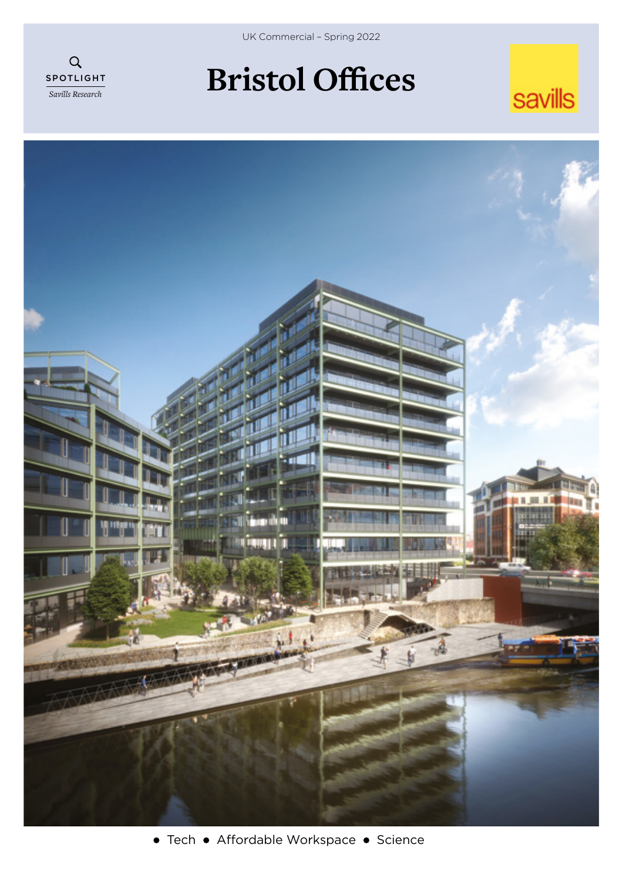UK Commercial – Spring 2022

SPOTLIGHT
*Savills Research*

# Bristol Offices

savills

- Tech
- Affordable Workspace
- Science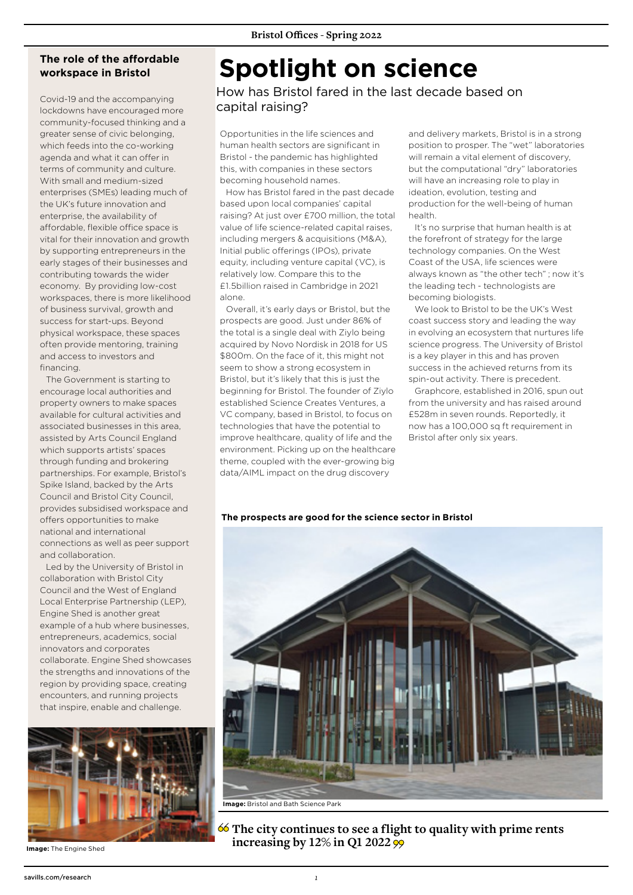## The role of the affordable workspace in Bristol

Covid-19 and the accompanying lockdowns have encouraged more community-focused thinking and a greater sense of civic belonging, which feeds into the co-working agenda and what it can offer in terms of community and culture. With small and medium-sized enterprises (SMEs) leading much of the UK's future innovation and enterprise, the availability of affordable, flexible office space is vital for their innovation and growth by supporting entrepreneurs in the early stages of their businesses and contributing towards the wider economy. By providing low-cost workspaces, there is more likelihood of business survival, growth and success for start-ups. Beyond physical workspace, these spaces often provide mentoring, training and access to investors and financing.

The Government is starting to encourage local authorities and property owners to make spaces available for cultural activities and associated businesses in this area, assisted by Arts Council England which supports artists' spaces through funding and brokering partnerships. For example, Bristol's Spike Island, backed by the Arts Council and Bristol City Council, provides subsidised workspace and offers opportunities to make national and international connections as well as peer support and collaboration.

Led by the University of Bristol in collaboration with Bristol City Council and the West of England Local Enterprise Partnership (LEP), Engine Shed is another great example of a hub where businesses, entrepreneurs, academics, social innovators and corporates collaborate. Engine Shed showcases the strengths and innovations of the region by providing space, creating encounters, and running projects that inspire, enable and challenge.

**Image:** The Engine Shed

# Spotlight on science

How has Bristol fared in the last decade based on capital raising?

Opportunities in the life sciences and human health sectors are significant in Bristol - the pandemic has highlighted this, with companies in these sectors becoming household names.

How has Bristol fared in the past decade based upon local companies' capital raising? At just over £700 million, the total value of life science-related capital raises, including mergers & acquisitions (M&A), Initial public offerings (IPOs), private equity, including venture capital (VC), is relatively low. Compare this to the £1.5billion raised in Cambridge in 2021 alone.

Overall, it's early days or Bristol, but the prospects are good. Just under 86% of the total is a single deal with Ziylo being acquired by Novo Nordisk in 2018 for US \$800m. On the face of it, this might not seem to show a strong ecosystem in Bristol, but it's likely that this is just the beginning for Bristol. The founder of Ziylo established Science Creates Ventures, a VC company, based in Bristol, to focus on technologies that have the potential to improve healthcare, quality of life and the environment. Picking up on the healthcare theme, coupled with the ever-growing big data/AIML impact on the drug discovery and delivery markets, Bristol is in a strong position to prosper. The "wet" laboratories will remain a vital element of discovery, but the computational "dry" laboratories will have an increasing role to play in ideation, evolution, testing and production for the well-being of human health.

It's no surprise that human health is at the forefront of strategy for the large technology companies. On the West Coast of the USA, life sciences were always known as "the other tech" ; now it's the leading tech - technologists are becoming biologists.

We look to Bristol to be the UK's West coast success story and leading the way in evolving an ecosystem that nurtures life science progress. The University of Bristol is a key player in this and has proven success in the achieved returns from its spin-out activity. There is precedent.

Graphcore, established in 2016, spun out from the university and has raised around £528m in seven rounds. Reportedly, it now has a 100,000 sq ft requirement in Bristol after only six years.

**The prospects are good for the science sector in Bristol**

**Image:** Bristol and Bath Science Park

**"The city continues to see a flight to quality with prime rents increasing by 12% in Q1 2022"**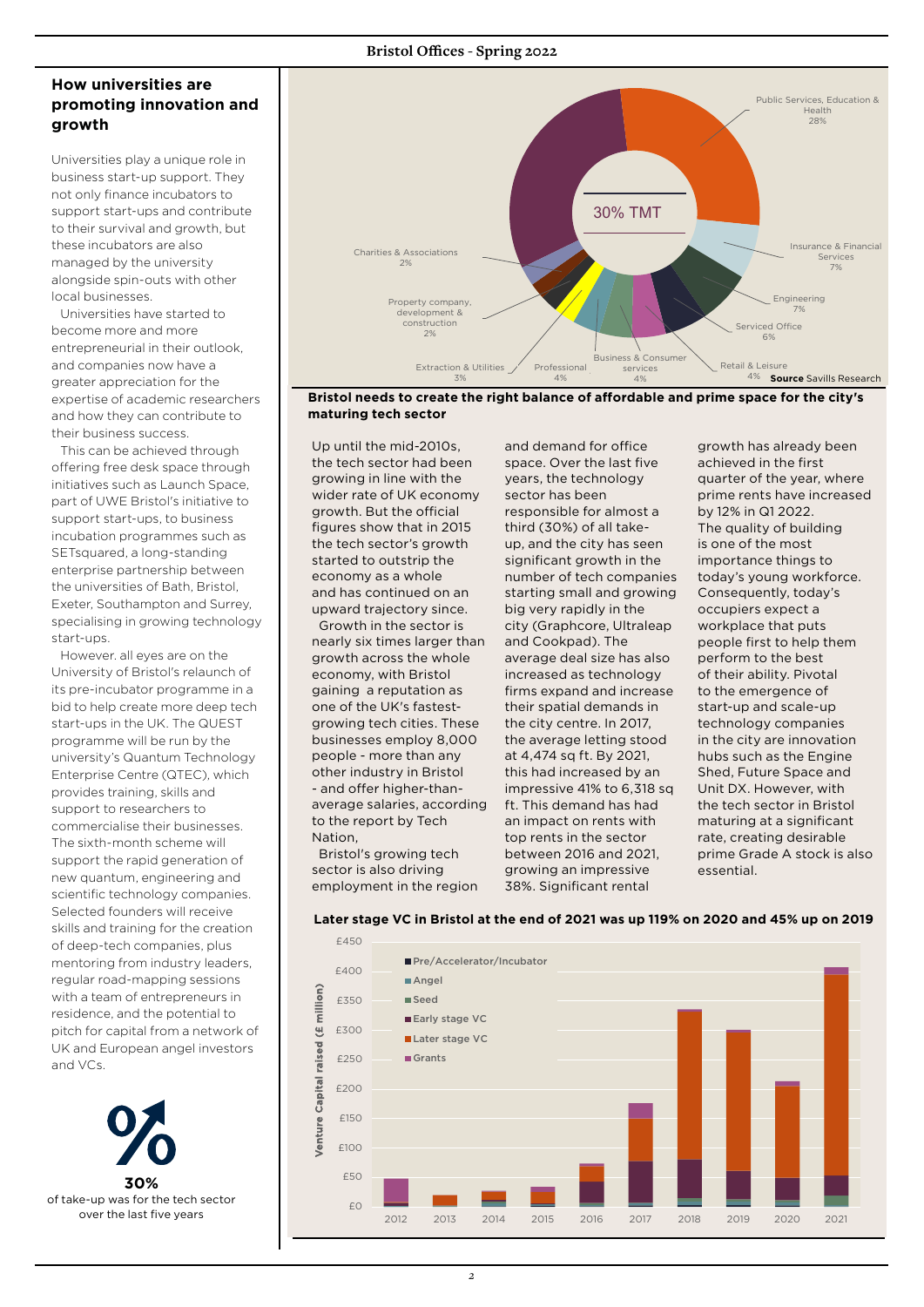## How universities are promoting innovation and growth

Universities play a unique role in business start-up support. They not only finance incubators to support start-ups and contribute to their survival and growth, but these incubators are also managed by the university alongside spin-outs with other local businesses.

Universities have started to become more and more entrepreneurial in their outlook, and companies now have a greater appreciation for the expertise of academic researchers and how they can contribute to their business success.

This can be achieved through offering free desk space through initiatives such as Launch Space, part of UWE Bristol's initiative to support start-ups, to business incubation programmes such as SETsquared, a long-standing enterprise partnership between the universities of Bath, Bristol, Exeter, Southampton and Surrey, specialising in growing technology start-ups.

However. all eyes are on the University of Bristol's relaunch of its pre-incubator programme in a bid to help create more deep tech start-ups in the UK. The QUEST programme will be run by the university's Quantum Technology Enterprise Centre (QTEC), which provides training, skills and support to researchers to commercialise their businesses. The sixth-month scheme will support the rapid generation of new quantum, engineering and scientific technology companies. Selected founders will receive skills and training for the creation of deep-tech companies, plus mentoring from industry leaders, regular road-mapping sessions with a team of entrepreneurs in residence, and the potential to pitch for capital from a network of UK and European angel investors and VCs.

**30%**
of take-up was for the tech sector over the last five years

30% TMT

| Sector | Share |
| --- | --- |
| Public Services, Education & Health | 28% |
| Insurance & Financial Services | 7% |
| Engineering | 7% |
| Serviced Office | 6% |
| Retail & Leisure | 4% |
| Business & Consumer services | 4% |
| Professional | 4% |
| Extraction & Utilities | 3% |
| Property company, development & construction | 2% |
| Charities & Associations | 2% |

**Source** Savills Research

**Bristol needs to create the right balance of affordable and prime space for the city's maturing tech sector**

Up until the mid-2010s, the tech sector had been growing in line with the wider rate of UK economy growth. But the official figures show that in 2015 the tech sector's growth started to outstrip the economy as a whole and has continued on an upward trajectory since.

Growth in the sector is nearly six times larger than growth across the whole economy, with Bristol gaining a reputation as one of the UK's fastest-growing tech cities. These businesses employ 8,000 people - more than any other industry in Bristol - and offer higher-than-average salaries, according to the report by Tech Nation.

Bristol's growing tech sector is also driving employment in the region and demand for office space. Over the last five years, the technology sector has been responsible for almost a third (30%) of all take-up, and the city has seen significant growth in the number of tech companies starting small and growing big very rapidly in the city (Graphcore, Ultraleap and Cookpad). The average deal size has also increased as technology firms expand and increase their spatial demands in the city centre. In 2017, the average letting stood at 4,474 sq ft. By 2021, this had increased by an impressive 41% to 6,318 sq ft. This demand has had an impact on rents with top rents in the sector between 2016 and 2021, growing an impressive 38%. Significant rental growth has already been achieved in the first quarter of the year, where prime rents have increased by 12% in Q1 2022.

The quality of building is one of the most importance things to today's young workforce. Consequently, today's occupiers expect a workplace that puts people first to help them perform to the best of their ability. Pivotal to the emergence of start-up and scale-up technology companies in the city are innovation hubs such as the Engine Shed, Future Space and Unit DX. However, with the tech sector in Bristol maturing at a significant rate, creating desirable prime Grade A stock is also essential.

**Later stage VC in Bristol at the end of 2021 was up 119% on 2020 and 45% up on 2019**

Venture Capital raised (£ million) by Pre/Accelerator/Incubator, Angel, Seed, Early stage VC, Later stage VC and Grants, 2012–2021 (approximate totals: 2012 £48m; 2013 £20m; 2014 £27m; 2015 £34m; 2016 £74m; 2017 £175m; 2018 £337m; 2019 £300m; 2020 £212m; 2021 £408m).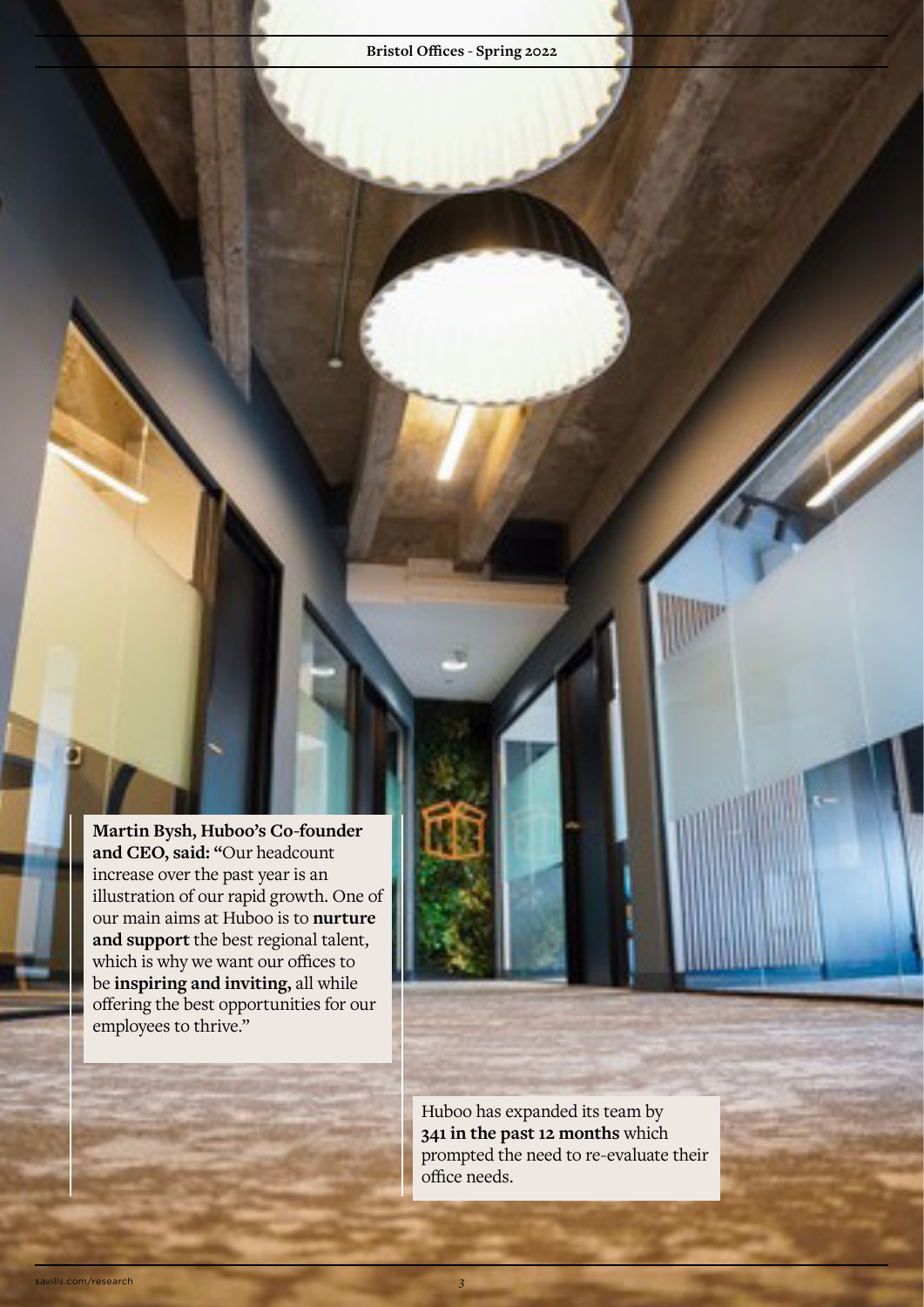**Martin Bysh, Huboo's Co-founder and CEO, said:** "Our headcount increase over the past year is an illustration of our rapid growth. One of our main aims at Huboo is to **nurture and support** the best regional talent, which is why we want our offices to be **inspiring and inviting,** all while offering the best opportunities for our employees to thrive."

Huboo has expanded its team by **341 in the past 12 months** which prompted the need to re-evaluate their office needs.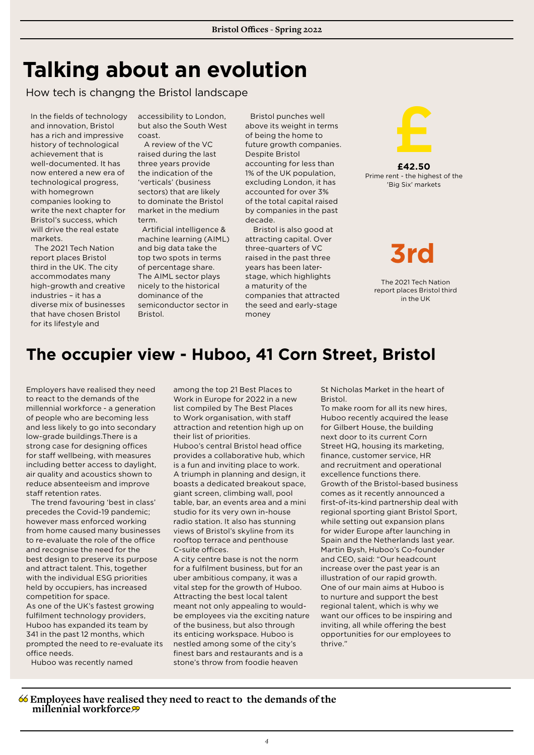# Talking about an evolution

How tech is changng the Bristol landscape

In the fields of technology and innovation, Bristol has a rich and impressive history of technological achievement that is well-documented. It has now entered a new era of technological progress, with homegrown companies looking to write the next chapter for Bristol's success, which will drive the real estate markets.

The 2021 Tech Nation report places Bristol third in the UK. The city accommodates many high-growth and creative industries – it has a diverse mix of businesses that have chosen Bristol for its lifestyle and accessibility to London, but also the South West coast.

A review of the VC raised during the last three years provide the indication of the 'verticals' (business sectors) that are likely to dominate the Bristol market in the medium term.

Artificial intelligence & machine learning (AIML) and big data take the top two spots in terms of percentage share. The AIML sector plays nicely to the historical dominance of the semiconductor sector in Bristol.

Bristol punches well above its weight in terms of being the home to future growth companies. Despite Bristol accounting for less than 1% of the UK population, excluding London, it has accounted for over 3% of the total capital raised by companies in the past decade.

Bristol is also good at attracting capital. Over three-quarters of VC raised in the past three years has been later-stage, which highlights a maturity of the companies that attracted the seed and early-stage money

£

**£42.50**
Prime rent - the highest of the 'Big Six' markets

**3rd**
The 2021 Tech Nation report places Bristol third in the UK

## The occupier view - Huboo, 41 Corn Street, Bristol

Employers have realised they need to react to the demands of the millennial workforce - a generation of people who are becoming less and less likely to go into secondary low-grade buildings.There is a strong case for designing offices for staff wellbeing, with measures including better access to daylight, air quality and acoustics shown to reduce absenteeism and improve staff retention rates.

The trend favouring 'best in class' precedes the Covid-19 pandemic; however mass enforced working from home caused many businesses to re-evaluate the role of the office and recognise the need for the best design to preserve its purpose and attract talent. This, together with the individual ESG priorities held by occupiers, has increased competition for space.

As one of the UK's fastest growing fulfilment technology providers, Huboo has expanded its team by 341 in the past 12 months, which prompted the need to re-evaluate its office needs.

Huboo was recently named among the top 21 Best Places to Work in Europe for 2022 in a new list compiled by The Best Places to Work organisation, with staff attraction and retention high up on their list of priorities.

Huboo's central Bristol head office provides a collaborative hub, which is a fun and inviting place to work. A triumph in planning and design, it boasts a dedicated breakout space, giant screen, climbing wall, pool table, bar, an events area and a mini studio for its very own in-house radio station. It also has stunning views of Bristol's skyline from its rooftop terrace and penthouse C-suite offices.

A city centre base is not the norm for a fulfilment business, but for an uber ambitious company, it was a vital step for the growth of Huboo. Attracting the best local talent meant not only appealing to would-be employees via the exciting nature of the business, but also through its enticing workspace. Huboo is nestled among some of the city's finest bars and restaurants and is a stone's throw from foodie heaven St Nicholas Market in the heart of Bristol.

To make room for all its new hires, Huboo recently acquired the lease for Gilbert House, the building next door to its current Corn Street HQ, housing its marketing, finance, customer service, HR and recruitment and operational excellence functions there.

Growth of the Bristol-based business comes as it recently announced a first-of-its-kind partnership deal with regional sporting giant Bristol Sport, while setting out expansion plans for wider Europe after launching in Spain and the Netherlands last year.

Martin Bysh, Huboo's Co-founder and CEO, said: "Our headcount increase over the past year is an illustration of our rapid growth. One of our main aims at Huboo is to nurture and support the best regional talent, which is why we want our offices to be inspiring and inviting, all while offering the best opportunities for our employees to thrive."

> **"Employees have realised they need to react to the demands of the millennial workforce"**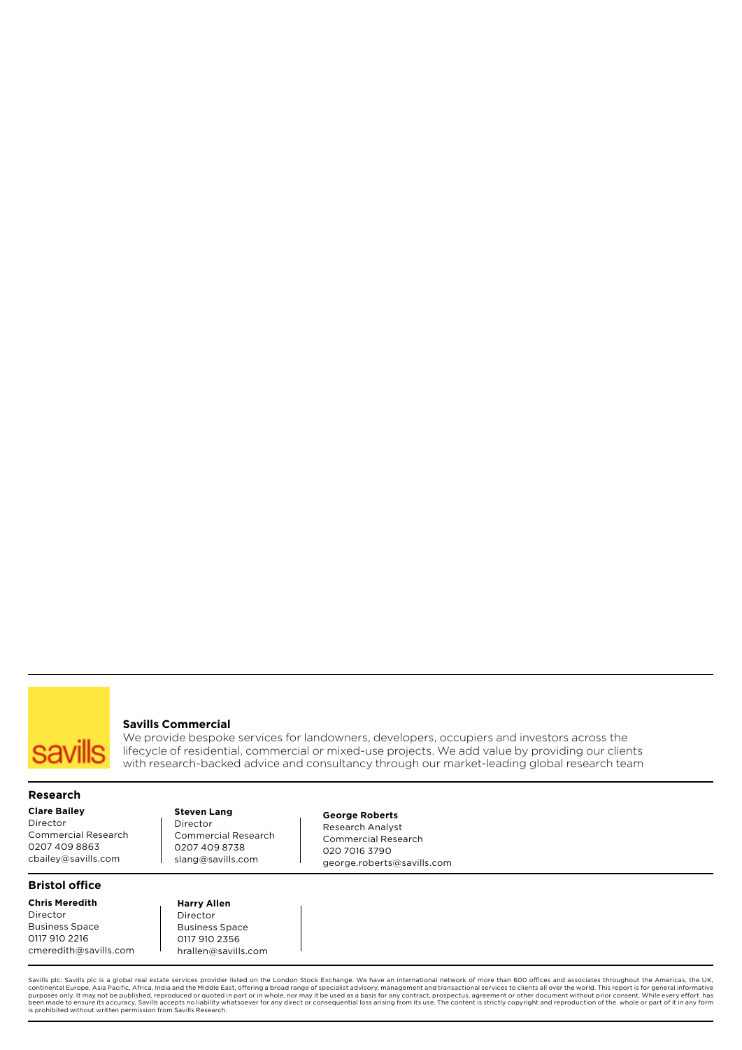savills

**Savills Commercial**

We provide bespoke services for landowners, developers, occupiers and investors across the lifecycle of residential, commercial or mixed-use projects. We add value by providing our clients with research-backed advice and consultancy through our market-leading global research team

## Research

**Clare Bailey**
Director
Commercial Research
0207 409 8863
cbailey@savills.com

**Steven Lang**
Director
Commercial Research
0207 409 8738
slang@savills.com

**George Roberts**
Research Analyst
Commercial Research
020 7016 3790
george.roberts@savills.com

## Bristol office

**Chris Meredith**
Director
Business Space
0117 910 2216
cmeredith@savills.com

**Harry Allen**
Director
Business Space
0117 910 2356
hrallen@savills.com

Savills plc: Savills plc is a global real estate services provider listed on the London Stock Exchange. We have an international network of more than 600 offices and associates throughout the Americas, the UK, continental Europe, Asia Pacific, Africa, India and the Middle East, offering a broad range of specialist advisory, management and transactional services to clients all over the world. This report is for general informative purposes only. It may not be published, reproduced or quoted in part or in whole, nor may it be used as a basis for any contract, prospectus, agreement or other document without prior consent. While every effort has been made to ensure its accuracy, Savills accepts no liability whatsoever for any direct or consequential loss arising from its use. The content is strictly copyright and reproduction of the whole or part of it in any form is prohibited without written permission from Savills Research.